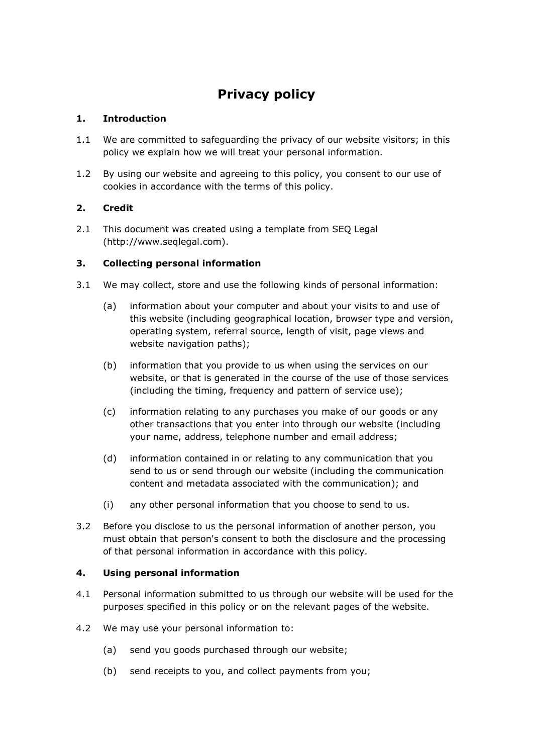# Privacy policy

## 1. Introduction

1.1 We are committed to safeguarding the privacy of our website visitors; in this policy we explain how we will treat your personal information.

1.2 By using our website and agreeing to this policy, you consent to our use of cookies in accordance with the terms of this policy.

## 2. Credit

2.1 This document was created using a template from SEQ Legal (http://www.seqlegal.com).

## 3. Collecting personal information

3.1 We may collect, store and use the following kinds of personal information:

(a) information about your computer and about your visits to and use of this website (including geographical location, browser type and version, operating system, referral source, length of visit, page views and website navigation paths);

(b) information that you provide to us when using the services on our website, or that is generated in the course of the use of those services (including the timing, frequency and pattern of service use);

(c) information relating to any purchases you make of our goods or any other transactions that you enter into through our website (including your name, address, telephone number and email address;

(d) information contained in or relating to any communication that you send to us or send through our website (including the communication content and metadata associated with the communication); and

(i) any other personal information that you choose to send to us.

3.2 Before you disclose to us the personal information of another person, you must obtain that person's consent to both the disclosure and the processing of that personal information in accordance with this policy.

## 4. Using personal information

4.1 Personal information submitted to us through our website will be used for the purposes specified in this policy or on the relevant pages of the website.

4.2 We may use your personal information to:

(a) send you goods purchased through our website;

(b) send receipts to you, and collect payments from you;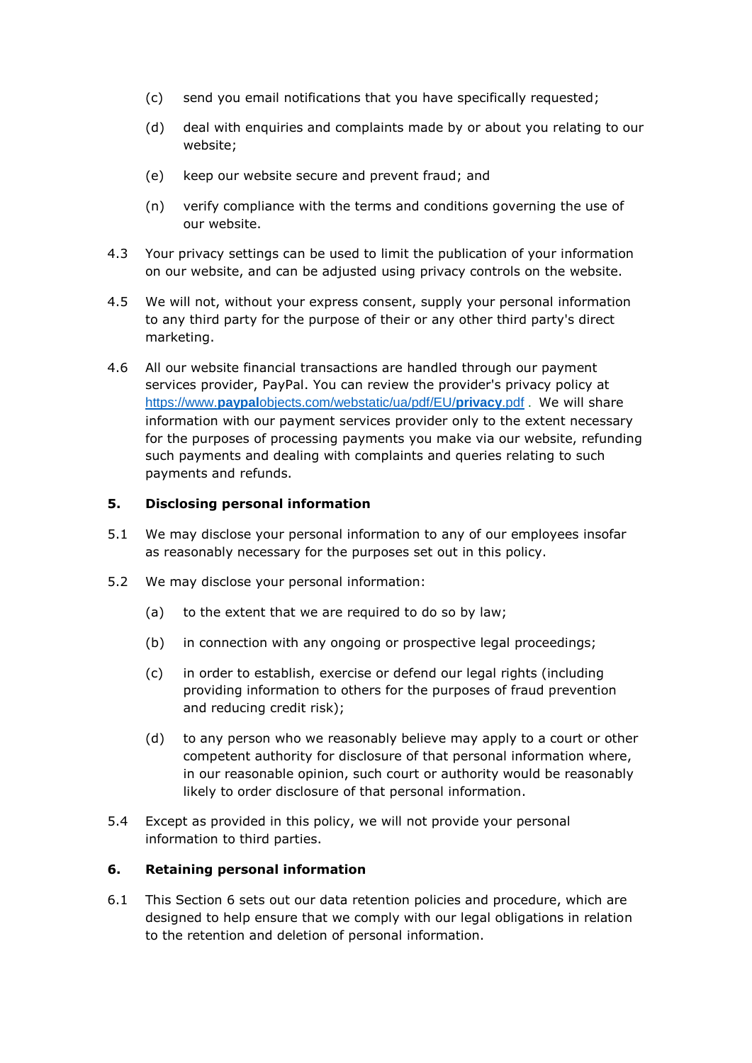(c) send you email notifications that you have specifically requested;

(d) deal with enquiries and complaints made by or about you relating to our website;

(e) keep our website secure and prevent fraud; and

(n) verify compliance with the terms and conditions governing the use of our website.

4.3 Your privacy settings can be used to limit the publication of your information on our website, and can be adjusted using privacy controls on the website.

4.5 We will not, without your express consent, supply your personal information to any third party for the purpose of their or any other third party's direct marketing.

4.6 All our website financial transactions are handled through our payment services provider, PayPal. You can review the provider's privacy policy at [https://www.**paypal**objects.com/webstatic/ua/pdf/EU/**privacy**.pdf](https://www.paypalobjects.com/webstatic/ua/pdf/EU/privacy.pdf) . We will share information with our payment services provider only to the extent necessary for the purposes of processing payments you make via our website, refunding such payments and dealing with complaints and queries relating to such payments and refunds.

**5. Disclosing personal information**

5.1 We may disclose your personal information to any of our employees insofar as reasonably necessary for the purposes set out in this policy.

5.2 We may disclose your personal information:

(a) to the extent that we are required to do so by law;

(b) in connection with any ongoing or prospective legal proceedings;

(c) in order to establish, exercise or defend our legal rights (including providing information to others for the purposes of fraud prevention and reducing credit risk);

(d) to any person who we reasonably believe may apply to a court or other competent authority for disclosure of that personal information where, in our reasonable opinion, such court or authority would be reasonably likely to order disclosure of that personal information.

5.4 Except as provided in this policy, we will not provide your personal information to third parties.

**6. Retaining personal information**

6.1 This Section 6 sets out our data retention policies and procedure, which are designed to help ensure that we comply with our legal obligations in relation to the retention and deletion of personal information.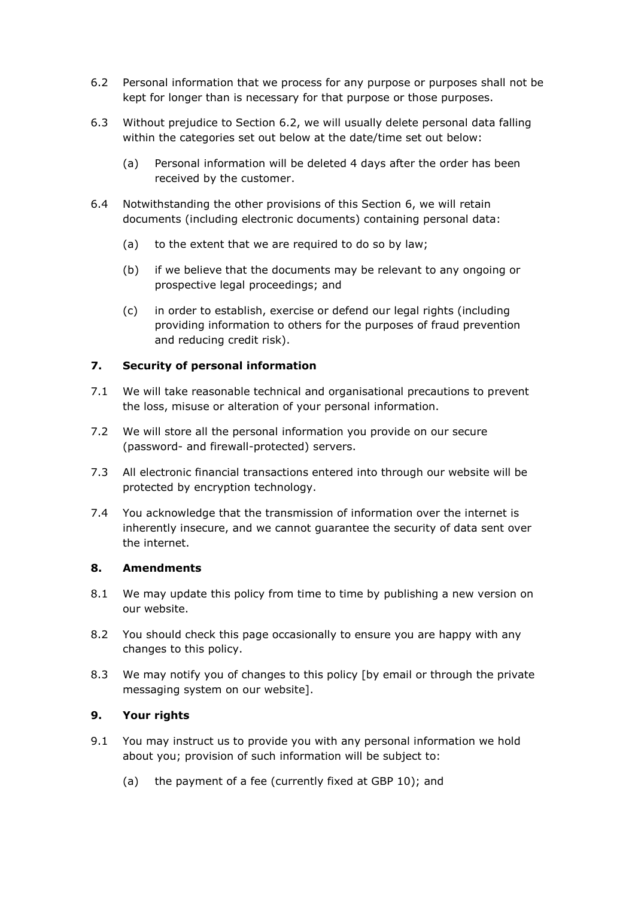6.2 Personal information that we process for any purpose or purposes shall not be kept for longer than is necessary for that purpose or those purposes.

6.3 Without prejudice to Section 6.2, we will usually delete personal data falling within the categories set out below at the date/time set out below:

   (a) Personal information will be deleted 4 days after the order has been received by the customer.

6.4 Notwithstanding the other provisions of this Section 6, we will retain documents (including electronic documents) containing personal data:

   (a) to the extent that we are required to do so by law;

   (b) if we believe that the documents may be relevant to any ongoing or prospective legal proceedings; and

   (c) in order to establish, exercise or defend our legal rights (including providing information to others for the purposes of fraud prevention and reducing credit risk).

## 7. Security of personal information

7.1 We will take reasonable technical and organisational precautions to prevent the loss, misuse or alteration of your personal information.

7.2 We will store all the personal information you provide on our secure (password- and firewall-protected) servers.

7.3 All electronic financial transactions entered into through our website will be protected by encryption technology.

7.4 You acknowledge that the transmission of information over the internet is inherently insecure, and we cannot guarantee the security of data sent over the internet.

## 8. Amendments

8.1 We may update this policy from time to time by publishing a new version on our website.

8.2 You should check this page occasionally to ensure you are happy with any changes to this policy.

8.3 We may notify you of changes to this policy [by email or through the private messaging system on our website].

## 9. Your rights

9.1 You may instruct us to provide you with any personal information we hold about you; provision of such information will be subject to:

   (a) the payment of a fee (currently fixed at GBP 10); and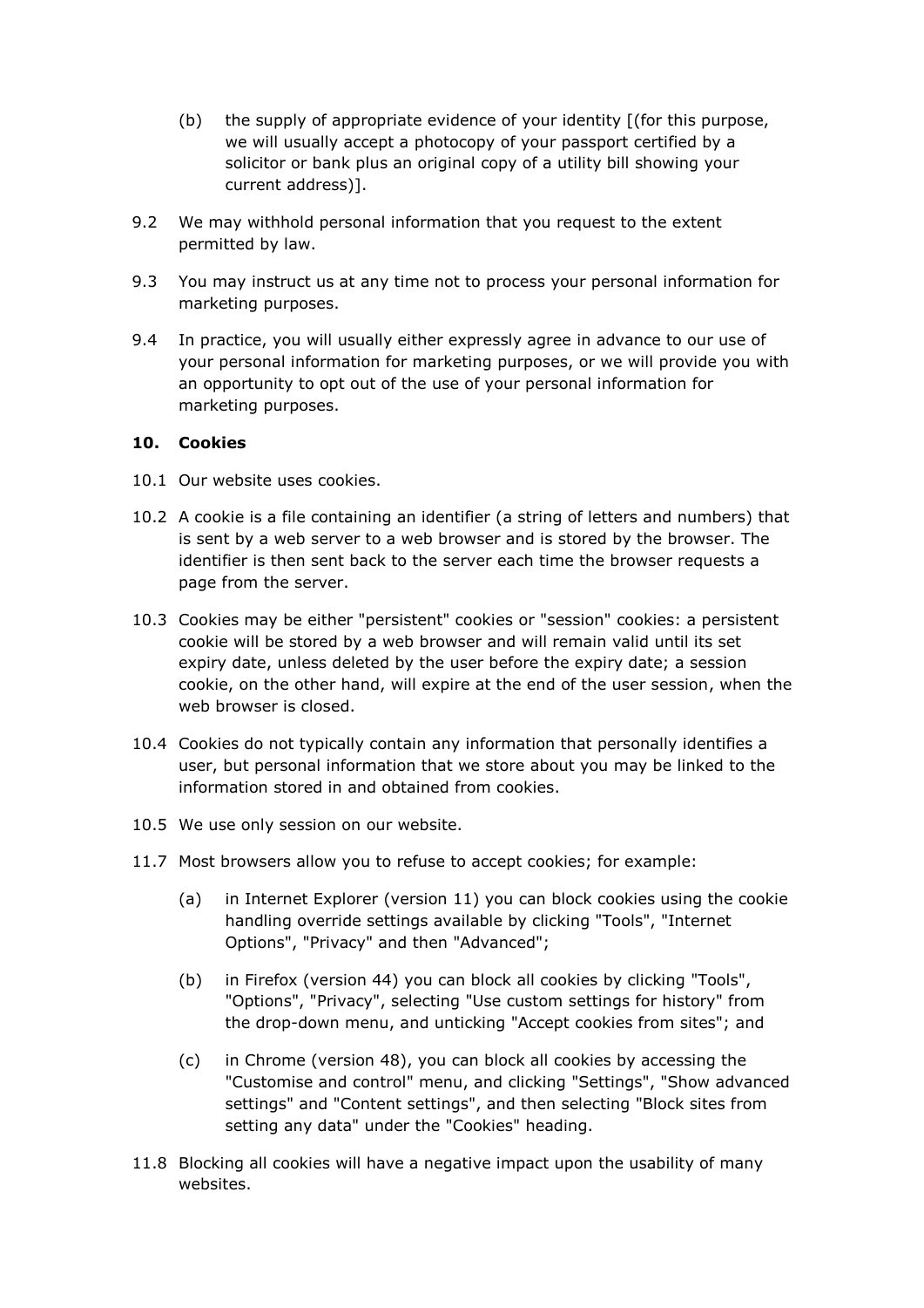(b) the supply of appropriate evidence of your identity [(for this purpose, we will usually accept a photocopy of your passport certified by a solicitor or bank plus an original copy of a utility bill showing your current address)].

9.2 We may withhold personal information that you request to the extent permitted by law.

9.3 You may instruct us at any time not to process your personal information for marketing purposes.

9.4 In practice, you will usually either expressly agree in advance to our use of your personal information for marketing purposes, or we will provide you with an opportunity to opt out of the use of your personal information for marketing purposes.

## 10. Cookies

10.1 Our website uses cookies.

10.2 A cookie is a file containing an identifier (a string of letters and numbers) that is sent by a web server to a web browser and is stored by the browser. The identifier is then sent back to the server each time the browser requests a page from the server.

10.3 Cookies may be either "persistent" cookies or "session" cookies: a persistent cookie will be stored by a web browser and will remain valid until its set expiry date, unless deleted by the user before the expiry date; a session cookie, on the other hand, will expire at the end of the user session, when the web browser is closed.

10.4 Cookies do not typically contain any information that personally identifies a user, but personal information that we store about you may be linked to the information stored in and obtained from cookies.

10.5 We use only session on our website.

11.7 Most browsers allow you to refuse to accept cookies; for example:

(a) in Internet Explorer (version 11) you can block cookies using the cookie handling override settings available by clicking "Tools", "Internet Options", "Privacy" and then "Advanced";

(b) in Firefox (version 44) you can block all cookies by clicking "Tools", "Options", "Privacy", selecting "Use custom settings for history" from the drop-down menu, and unticking "Accept cookies from sites"; and

(c) in Chrome (version 48), you can block all cookies by accessing the "Customise and control" menu, and clicking "Settings", "Show advanced settings" and "Content settings", and then selecting "Block sites from setting any data" under the "Cookies" heading.

11.8 Blocking all cookies will have a negative impact upon the usability of many websites.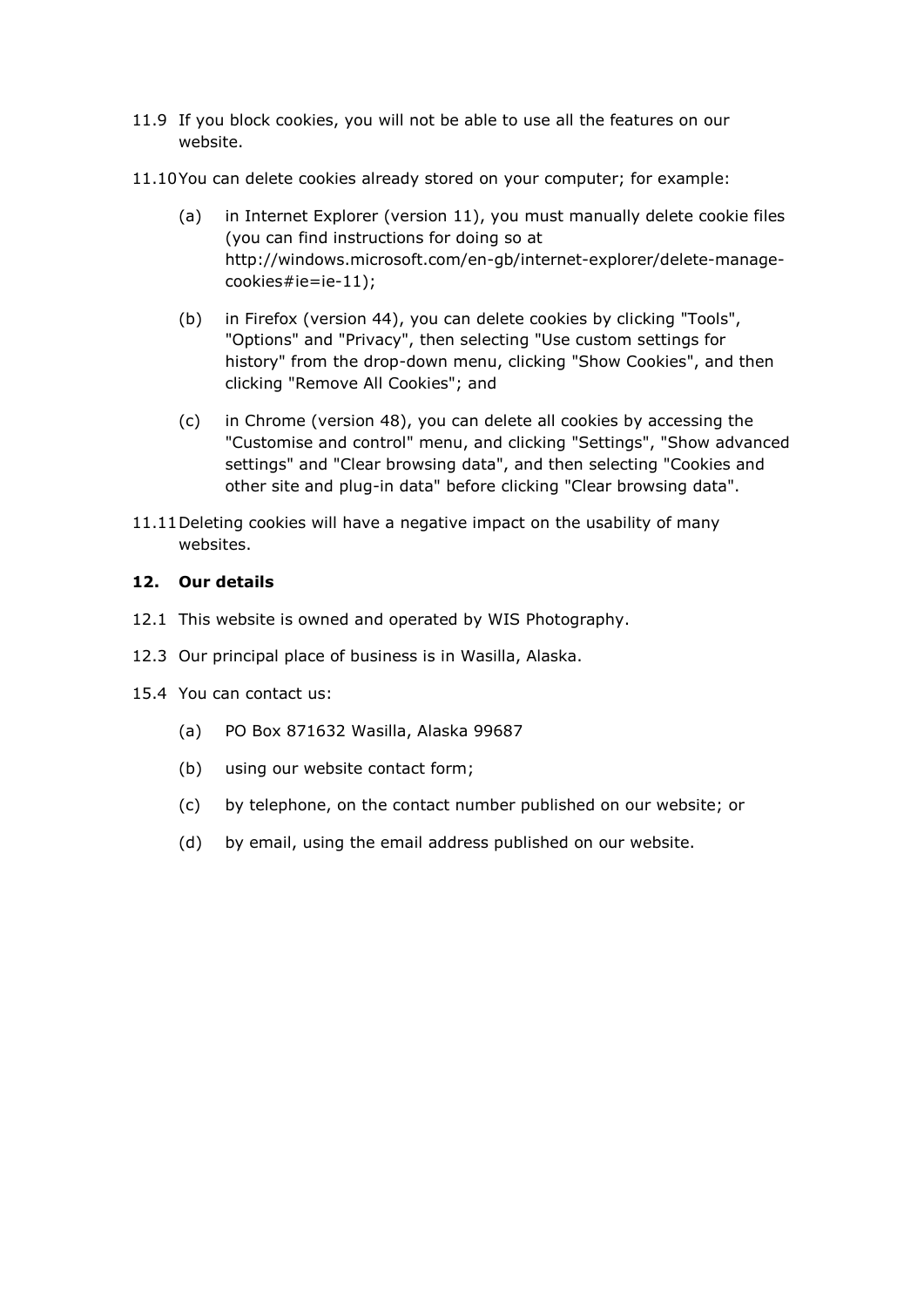11.9 If you block cookies, you will not be able to use all the features on our website.

11.10 You can delete cookies already stored on your computer; for example:

(a) in Internet Explorer (version 11), you must manually delete cookie files (you can find instructions for doing so at http://windows.microsoft.com/en-gb/internet-explorer/delete-manage-cookies#ie=ie-11);

(b) in Firefox (version 44), you can delete cookies by clicking "Tools", "Options" and "Privacy", then selecting "Use custom settings for history" from the drop-down menu, clicking "Show Cookies", and then clicking "Remove All Cookies"; and

(c) in Chrome (version 48), you can delete all cookies by accessing the "Customise and control" menu, and clicking "Settings", "Show advanced settings" and "Clear browsing data", and then selecting "Cookies and other site and plug-in data" before clicking "Clear browsing data".

11.11 Deleting cookies will have a negative impact on the usability of many websites.

## 12. Our details

12.1 This website is owned and operated by WIS Photography.

12.3 Our principal place of business is in Wasilla, Alaska.

15.4 You can contact us:

(a) PO Box 871632 Wasilla, Alaska 99687

(b) using our website contact form;

(c) by telephone, on the contact number published on our website; or

(d) by email, using the email address published on our website.